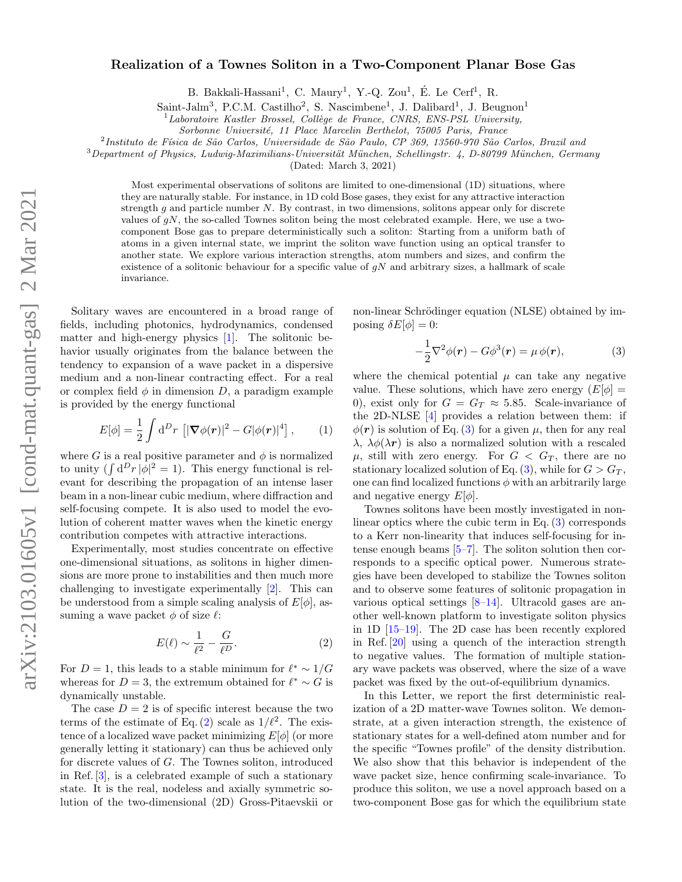# Realization of a Townes Soliton in a Two-Component Planar Bose Gas

B. Bakkali-Hassani[1], C. Maury[1], Y.-Q. Zou[1], É. Le Cerf[1], R. Saint-Jalm[3], P.C.M. Castilho[2], S. Nascimbene[1], J. Dalibard[1], J. Beugnon[1]

[1] *Laboratoire Kastler Brossel, Collège de France, CNRS, ENS-PSL University, Sorbonne Université, 11 Place Marcelin Berthelot, 75005 Paris, France*

[2] *Instituto de Física de São Carlos, Universidade de São Paulo, CP 369, 13560-970 São Carlos, Brazil and*

[3] *Department of Physics, Ludwig-Maximilians-Universität München, Schellingstr. 4, D-80799 München, Germany*

(Dated: March 3, 2021)

Most experimental observations of solitons are limited to one-dimensional (1D) situations, where they are naturally stable. For instance, in 1D cold Bose gases, they exist for any attractive interaction strength $g$ and particle number $N$. By contrast, in two dimensions, solitons appear only for discrete values of $gN$, the so-called Townes soliton being the most celebrated example. Here, we use a two-component Bose gas to prepare deterministically such a soliton: Starting from a uniform bath of atoms in a given internal state, we imprint the soliton wave function using an optical transfer to another state. We explore various interaction strengths, atom numbers and sizes, and confirm the existence of a solitonic behaviour for a specific value of $gN$ and arbitrary sizes, a hallmark of scale invariance.

Solitary waves are encountered in a broad range of fields, including photonics, hydrodynamics, condensed matter and high-energy physics [1]. The solitonic behavior usually originates from the balance between the tendency to expansion of a wave packet in a dispersive medium and a non-linear contracting effect. For a real or complex field $\phi$ in dimension $D$, a paradigm example is provided by the energy functional

$$E[\phi] = \frac{1}{2}\int \mathrm{d}^D r \,\left[|\boldsymbol{\nabla}\phi(\boldsymbol{r})|^2 - G|\phi(\boldsymbol{r})|^4\right], \tag{1}$$

where $G$ is a real positive parameter and $\phi$ is normalized to unity ($\int \mathrm{d}^D r\, |\phi|^2 = 1$). This energy functional is relevant for describing the propagation of an intense laser beam in a non-linear cubic medium, where diffraction and self-focusing compete. It is also used to model the evolution of coherent matter waves when the kinetic energy contribution competes with attractive interactions.

Experimentally, most studies concentrate on effective one-dimensional situations, as solitons in higher dimensions are more prone to instabilities and then much more challenging to investigate experimentally [2]. This can be understood from a simple scaling analysis of $E[\phi]$, assuming a wave packet $\phi$ of size $\ell$:

$$E(\ell) \sim \frac{1}{\ell^2} - \frac{G}{\ell^D}. \tag{2}$$

For $D = 1$, this leads to a stable minimum for $\ell^* \sim 1/G$ whereas for $D = 3$, the extremum obtained for $\ell^* \sim G$ is dynamically unstable.

The case $D = 2$ is of specific interest because the two terms of the estimate of Eq. (2) scale as $1/\ell^2$. The existence of a localized wave packet minimizing $E[\phi]$ (or more generally letting it stationary) can thus be achieved only for discrete values of $G$. The Townes soliton, introduced in Ref. [3], is a celebrated example of such a stationary state. It is the real, nodeless and axially symmetric solution of the two-dimensional (2D) Gross-Pitaevskii or non-linear Schrödinger equation (NLSE) obtained by imposing $\delta E[\phi] = 0$:

$$-\frac{1}{2}\nabla^2\phi(\boldsymbol{r}) - G\phi^3(\boldsymbol{r}) = \mu\,\phi(\boldsymbol{r}), \tag{3}$$

where the chemical potential $\mu$ can take any negative value. These solutions, which have zero energy ($E[\phi] = 0$), exist only for $G = G_T \approx 5.85$. Scale-invariance of the 2D-NLSE [4] provides a relation between them: if $\phi(\boldsymbol{r})$ is solution of Eq. (3) for a given $\mu$, then for any real $\lambda$, $\lambda\phi(\lambda\boldsymbol{r})$ is also a normalized solution with a rescaled $\mu$, still with zero energy. For $G < G_T$, there are no stationary localized solution of Eq. (3), while for $G > G_T$, one can find localized functions $\phi$ with an arbitrarily large and negative energy $E[\phi]$.

Townes solitons have been mostly investigated in non-linear optics where the cubic term in Eq. (3) corresponds to a Kerr non-linearity that induces self-focusing for intense enough beams [5–7]. The soliton solution then corresponds to a specific optical power. Numerous strategies have been developed to stabilize the Townes soliton and to observe some features of solitonic propagation in various optical settings [8–14]. Ultracold gases are another well-known platform to investigate soliton physics in 1D [15–19]. The 2D case has been recently explored in Ref. [20] using a quench of the interaction strength to negative values. The formation of multiple stationary wave packets was observed, where the size of a wave packet was fixed by the out-of-equilibrium dynamics.

In this Letter, we report the first deterministic realization of a 2D matter-wave Townes soliton. We demonstrate, at a given interaction strength, the existence of stationary states for a well-defined atom number and for the specific "Townes profile" of the density distribution. We also show that this behavior is independent of the wave packet size, hence confirming scale-invariance. To produce this soliton, we use a novel approach based on a two-component Bose gas for which the equilibrium state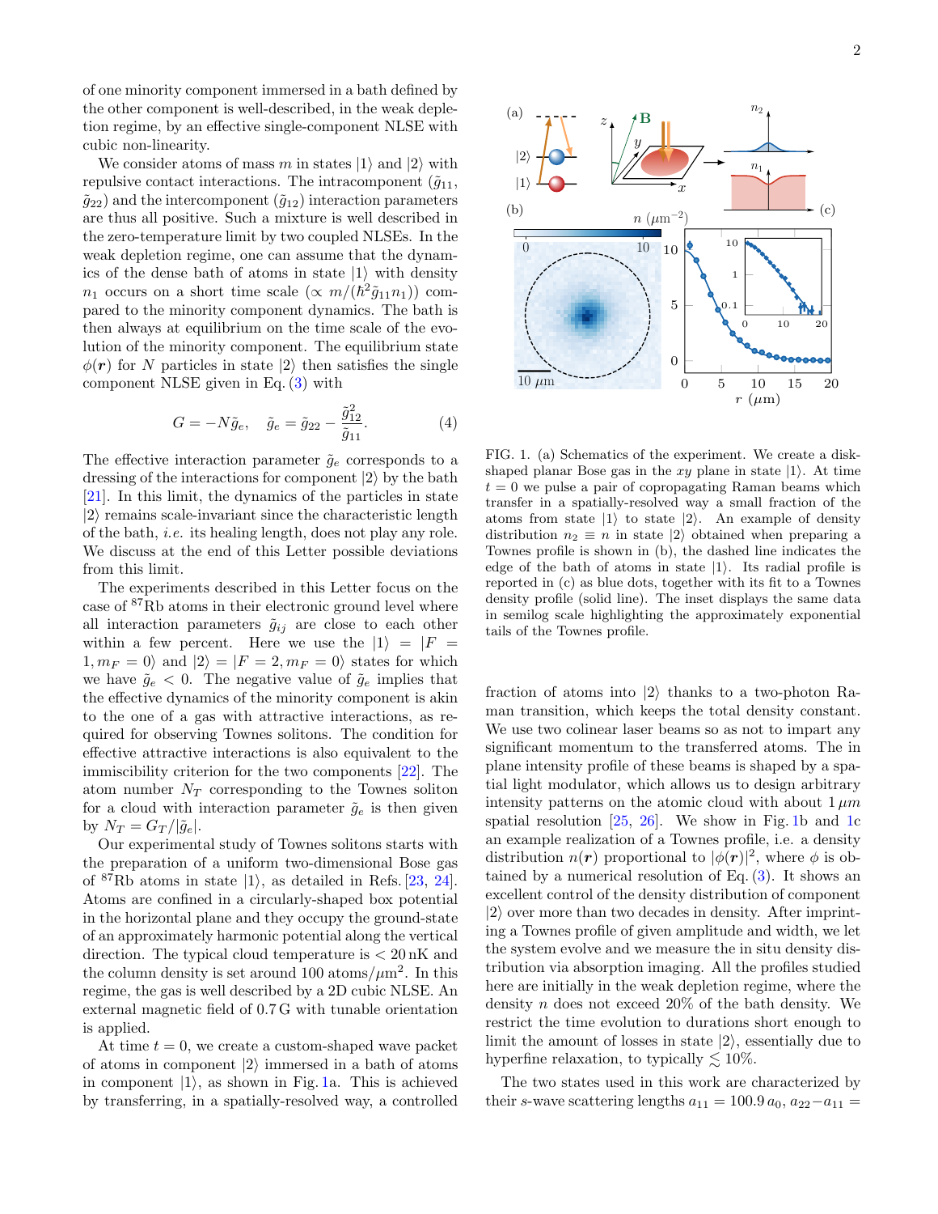of one minority component immersed in a bath defined by the other component is well-described, in the weak depletion regime, by an effective single-component NLSE with cubic non-linearity.

We consider atoms of mass $m$ in states $|1\rangle$ and $|2\rangle$ with repulsive contact interactions. The intracomponent ($\tilde{g}_{11}$, $\tilde{g}_{22}$) and the intercomponent ($\tilde{g}_{12}$) interaction parameters are thus all positive. Such a mixture is well described in the zero-temperature limit by two coupled NLSEs. In the weak depletion regime, one can assume that the dynamics of the dense bath of atoms in state $|1\rangle$ with density $n_1$ occurs on a short time scale ($\propto m/(\hbar^2 \tilde{g}_{11} n_1)$) compared to the minority component dynamics. The bath is then always at equilibrium on the time scale of the evolution of the minority component. The equilibrium state $\phi(\boldsymbol{r})$ for $N$ particles in state $|2\rangle$ then satisfies the single component NLSE given in Eq. (3) with

$$G = -N\tilde{g}_e, \quad \tilde{g}_e = \tilde{g}_{22} - \frac{\tilde{g}_{12}^2}{\tilde{g}_{11}}. \tag{4}$$

The effective interaction parameter $\tilde{g}_e$ corresponds to a dressing of the interactions for component $|2\rangle$ by the bath [21]. In this limit, the dynamics of the particles in state $|2\rangle$ remains scale-invariant since the characteristic length of the bath, *i.e.* its healing length, does not play any role. We discuss at the end of this Letter possible deviations from this limit.

The experiments described in this Letter focus on the case of $^{87}$Rb atoms in their electronic ground level where all interaction parameters $\tilde{g}_{ij}$ are close to each other within a few percent. Here we use the $|1\rangle = |F = 1, m_F = 0\rangle$ and $|2\rangle = |F = 2, m_F = 0\rangle$ states for which we have $\tilde{g}_e < 0$. The negative value of $\tilde{g}_e$ implies that the effective dynamics of the minority component is akin to the one of a gas with attractive interactions, as required for observing Townes solitons. The condition for effective attractive interactions is also equivalent to the immiscibility criterion for the two components [22]. The atom number $N_T$ corresponding to the Townes soliton for a cloud with interaction parameter $\tilde{g}_e$ is then given by $N_T = G_T/|\tilde{g}_e|$.

Our experimental study of Townes solitons starts with the preparation of a uniform two-dimensional Bose gas of $^{87}$Rb atoms in state $|1\rangle$, as detailed in Refs. [23, 24]. Atoms are confined in a circularly-shaped box potential in the horizontal plane and they occupy the ground-state of an approximately harmonic potential along the vertical direction. The typical cloud temperature is $< 20\,$nK and the column density is set around 100 atoms/$\mu$m$^2$. In this regime, the gas is well described by a 2D cubic NLSE. An external magnetic field of 0.7 G with tunable orientation is applied.

At time $t = 0$, we create a custom-shaped wave packet of atoms in component $|2\rangle$ immersed in a bath of atoms in component $|1\rangle$, as shown in Fig. 1a. This is achieved by transferring, in a spatially-resolved way, a controlled fraction of atoms into $|2\rangle$ thanks to a two-photon Raman transition, which keeps the total density constant. We use two colinear laser beams so as not to impart any significant momentum to the transferred atoms. The in plane intensity profile of these beams is shaped by a spatial light modulator, which allows us to design arbitrary intensity patterns on the atomic cloud with about $1\,\mu m$ spatial resolution [25, 26]. We show in Fig. 1b and 1c an example realization of a Townes profile, i.e. a density distribution $n(\boldsymbol{r})$ proportional to $|\phi(\boldsymbol{r})|^2$, where $\phi$ is obtained by a numerical resolution of Eq. (3). It shows an excellent control of the density distribution of component $|2\rangle$ over more than two decades in density. After imprinting a Townes profile of given amplitude and width, we let the system evolve and we measure the in situ density distribution via absorption imaging. All the profiles studied here are initially in the weak depletion regime, where the density $n$ does not exceed 20% of the bath density. We restrict the time evolution to durations short enough to limit the amount of losses in state $|2\rangle$, essentially due to hyperfine relaxation, to typically $\lesssim 10\%$.

FIG. 1. (a) Schematics of the experiment. We create a disk-shaped planar Bose gas in the $xy$ plane in state $|1\rangle$. At time $t = 0$ we pulse a pair of copropagating Raman beams which transfer in a spatially-resolved way a small fraction of the atoms from state $|1\rangle$ to state $|2\rangle$. An example of density distribution $n_2 \equiv n$ in state $|2\rangle$ obtained when preparing a Townes profile is shown in (b), the dashed line indicates the edge of the bath of atoms in state $|1\rangle$. Its radial profile is reported in (c) as blue dots, together with its fit to a Townes density profile (solid line). The inset displays the same data in semilog scale highlighting the approximately exponential tails of the Townes profile.

The two states used in this work are characterized by their $s$-wave scattering lengths $a_{11} = 100.9\,a_0$, $a_{22} - a_{11} =$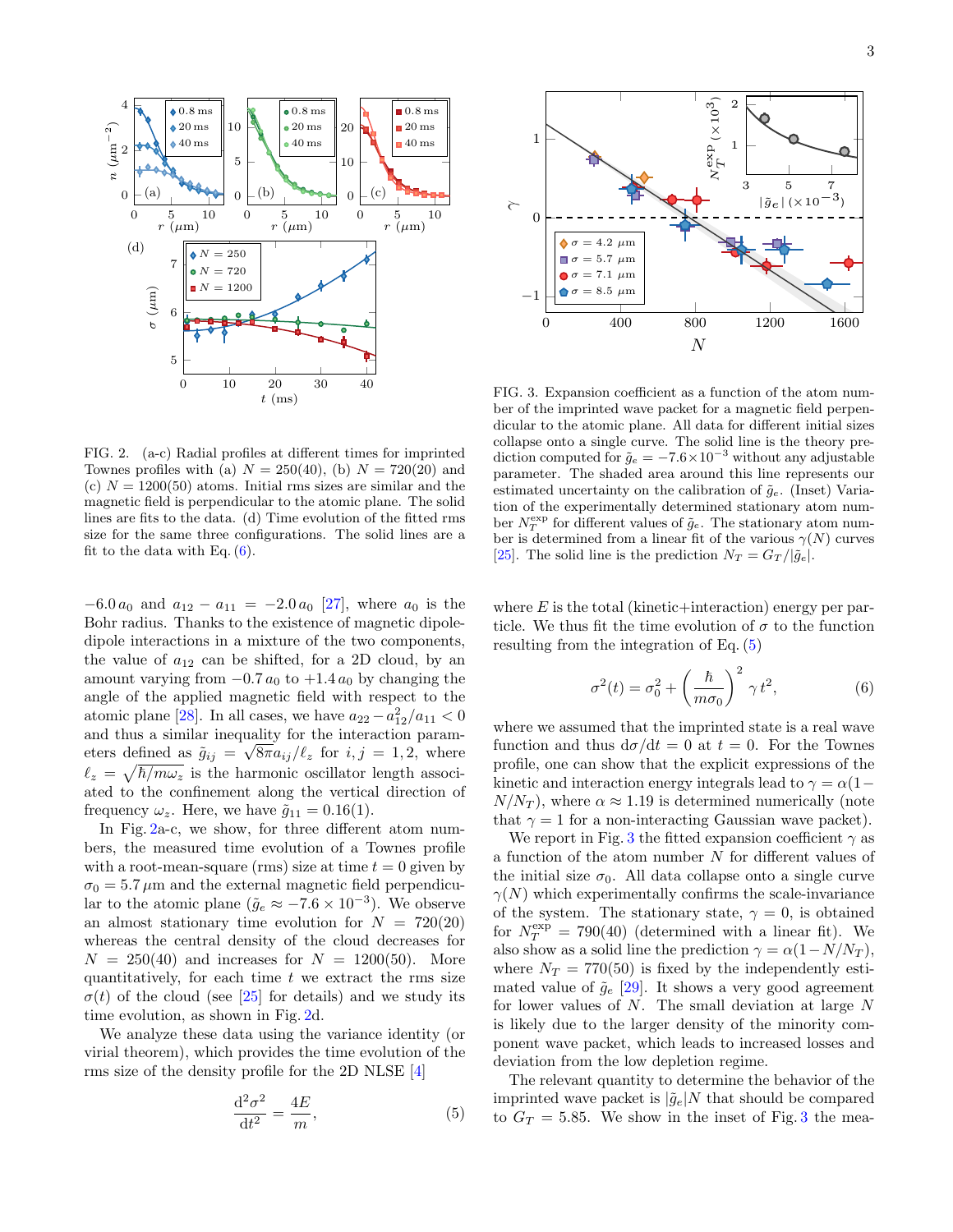FIG. 2. (a-c) Radial profiles at different times for imprinted Townes profiles with (a) $N = 250(40)$, (b) $N = 720(20)$ and (c) $N = 1200(50)$ atoms. Initial rms sizes are similar and the magnetic field is perpendicular to the atomic plane. The solid lines are fits to the data. (d) Time evolution of the fitted rms size for the same three configurations. The solid lines are a fit to the data with Eq. (6).

FIG. 3. Expansion coefficient as a function of the atom number of the imprinted wave packet for a magnetic field perpendicular to the atomic plane. All data for different initial sizes collapse onto a single curve. The solid line is the theory prediction computed for $\tilde{g}_e = -7.6 \times 10^{-3}$ without any adjustable parameter. The shaded area around this line represents our estimated uncertainty on the calibration of $\tilde{g}_e$. (Inset) Variation of the experimentally determined stationary atom number $N_T^{\rm exp}$ for different values of $\tilde{g}_e$. The stationary atom number is determined from a linear fit of the various $\gamma(N)$ curves [25]. The solid line is the prediction $N_T = G_T/|\tilde{g}_e|$.

$-6.0\,a_0$ and $a_{12} - a_{11} = -2.0\,a_0$ [27], where $a_0$ is the Bohr radius. Thanks to the existence of magnetic dipole-dipole interactions in a mixture of the two components, the value of $a_{12}$ can be shifted, for a 2D cloud, by an amount varying from $-0.7\,a_0$ to $+1.4\,a_0$ by changing the angle of the applied magnetic field with respect to the atomic plane [28]. In all cases, we have $a_{22} - a_{12}^2/a_{11} < 0$ and thus a similar inequality for the interaction parameters defined as $\tilde{g}_{ij} = \sqrt{8\pi}a_{ij}/\ell_z$ for $i, j = 1, 2$, where $\ell_z = \sqrt{\hbar/m\omega_z}$ is the harmonic oscillator length associated to the confinement along the vertical direction of frequency $\omega_z$. Here, we have $\tilde{g}_{11} = 0.16(1)$.

In Fig. 2a-c, we show, for three different atom numbers, the measured time evolution of a Townes profile with a root-mean-square (rms) size at time $t = 0$ given by $\sigma_0 = 5.7\,\mu$m and the external magnetic field perpendicular to the atomic plane ($\tilde{g}_e \approx -7.6 \times 10^{-3}$). We observe an almost stationary time evolution for $N = 720(20)$ whereas the central density of the cloud decreases for $N = 250(40)$ and increases for $N = 1200(50)$. More quantitatively, for each time $t$ we extract the rms size $\sigma(t)$ of the cloud (see [25] for details) and we study its time evolution, as shown in Fig. 2d.

We analyze these data using the variance identity (or virial theorem), which provides the time evolution of the rms size of the density profile for the 2D NLSE [4]

$$\frac{\mathrm{d}^2\sigma^2}{\mathrm{d}t^2} = \frac{4E}{m}, \tag{5}$$

where $E$ is the total (kinetic+interaction) energy per particle. We thus fit the time evolution of $\sigma$ to the function resulting from the integration of Eq. (5)

$$\sigma^2(t) = \sigma_0^2 + \left(\frac{\hbar}{m\sigma_0}\right)^2 \gamma\, t^2, \tag{6}$$

where we assumed that the imprinted state is a real wave function and thus $\mathrm{d}\sigma/\mathrm{d}t = 0$ at $t = 0$. For the Townes profile, one can show that the explicit expressions of the kinetic and interaction energy integrals lead to $\gamma = \alpha(1 - N/N_T)$, where $\alpha \approx 1.19$ is determined numerically (note that $\gamma = 1$ for a non-interacting Gaussian wave packet).

We report in Fig. 3 the fitted expansion coefficient $\gamma$ as a function of the atom number $N$ for different values of the initial size $\sigma_0$. All data collapse onto a single curve $\gamma(N)$ which experimentally confirms the scale-invariance of the system. The stationary state, $\gamma = 0$, is obtained for $N_T^{\rm exp} = 790(40)$ (determined with a linear fit). We also show as a solid line the prediction $\gamma = \alpha(1 - N/N_T)$, where $N_T = 770(50)$ is fixed by the independently estimated value of $\tilde{g}_e$ [29]. It shows a very good agreement for lower values of $N$. The small deviation at large $N$ is likely due to the larger density of the minority component wave packet, which leads to increased losses and deviation from the low depletion regime.

The relevant quantity to determine the behavior of the imprinted wave packet is $|\tilde{g}_e|N$ that should be compared to $G_T = 5.85$. We show in the inset of Fig. 3 the mea-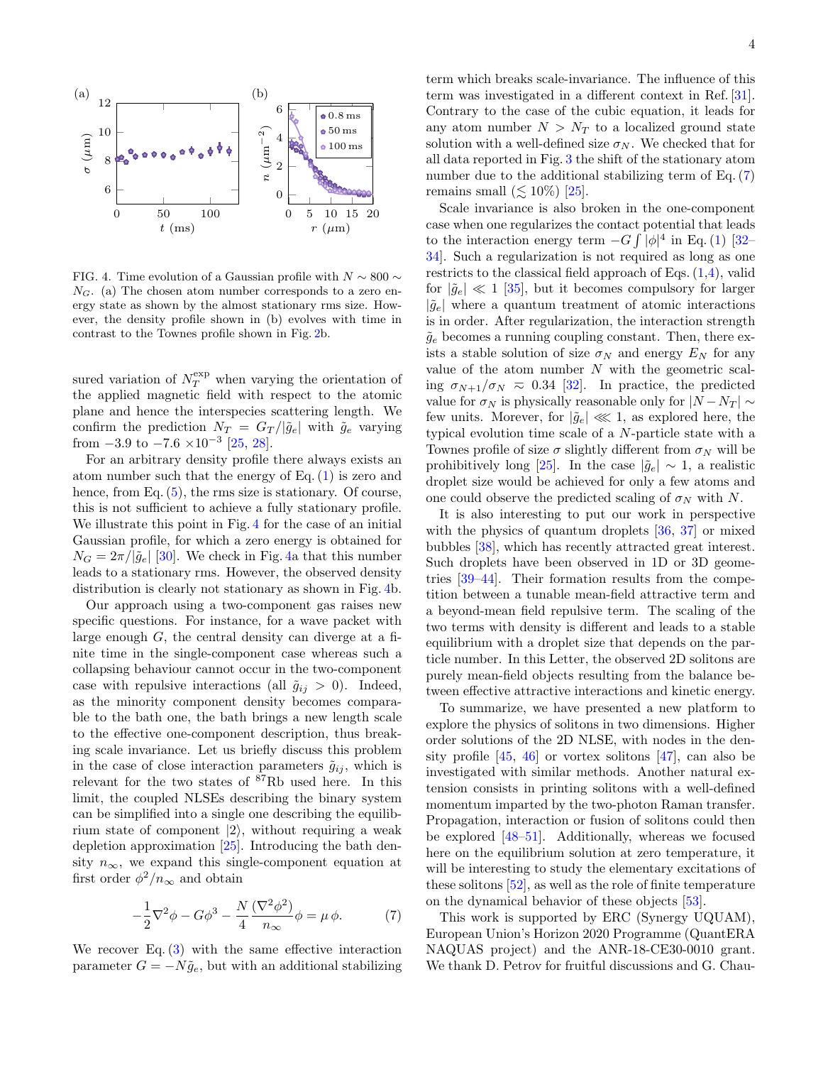FIG. 4. Time evolution of a Gaussian profile with $N \sim 800 \sim N_G$. (a) The chosen atom number corresponds to a zero energy state as shown by the almost stationary rms size. However, the density profile shown in (b) evolves with time in contrast to the Townes profile shown in Fig. 2b.

sured variation of $N_T^{\rm exp}$ when varying the orientation of the applied magnetic field with respect to the atomic plane and hence the interspecies scattering length. We confirm the prediction $N_T = G_T/|\tilde{g}_e|$ with $\tilde{g}_e$ varying from $-3.9$ to $-7.6 \times 10^{-3}$ [25, 28].

For an arbitrary density profile there always exists an atom number such that the energy of Eq. (1) is zero and hence, from Eq. (5), the rms size is stationary. Of course, this is not sufficient to achieve a fully stationary profile. We illustrate this point in Fig. 4 for the case of an initial Gaussian profile, for which a zero energy is obtained for $N_G = 2\pi/|\tilde{g}_e|$ [30]. We check in Fig. 4a that this number leads to a stationary rms. However, the observed density distribution is clearly not stationary as shown in Fig. 4b.

Our approach using a two-component gas raises new specific questions. For instance, for a wave packet with large enough $G$, the central density can diverge at a finite time in the single-component case whereas such a collapsing behaviour cannot occur in the two-component case with repulsive interactions (all $\tilde{g}_{ij} > 0$). Indeed, as the minority component density becomes comparable to the bath one, the bath brings a new length scale to the effective one-component description, thus breaking scale invariance. Let us briefly discuss this problem in the case of close interaction parameters $\tilde{g}_{ij}$, which is relevant for the two states of $^{87}$Rb used here. In this limit, the coupled NLSEs describing the binary system can be simplified into a single one describing the equilibrium state of component $|2\rangle$, without requiring a weak depletion approximation [25]. Introducing the bath density $n_\infty$, we expand this single-component equation at first order $\phi^2/n_\infty$ and obtain

$$-\frac{1}{2}\nabla^2\phi - G\phi^3 - \frac{N}{4}\frac{(\nabla^2\phi^2)}{n_\infty}\phi = \mu\,\phi. \qquad (7)$$

We recover Eq. (3) with the same effective interaction parameter $G = -N\tilde{g}_e$, but with an additional stabilizing term which breaks scale-invariance. The influence of this term was investigated in a different context in Ref. [31]. Contrary to the case of the cubic equation, it leads for any atom number $N > N_T$ to a localized ground state solution with a well-defined size $\sigma_N$. We checked that for all data reported in Fig. 3 the shift of the stationary atom number due to the additional stabilizing term of Eq. (7) remains small ($\lesssim 10\%$) [25].

Scale invariance is also broken in the one-component case when one regularizes the contact potential that leads to the interaction energy term $-G\int|\phi|^4$ in Eq. (1) [32–34]. Such a regularization is not required as long as one restricts to the classical field approach of Eqs. (1,4), valid for $|\tilde{g}_e| \ll 1$ [35], but it becomes compulsory for larger $|\tilde{g}_e|$ where a quantum treatment of atomic interactions is in order. After regularization, the interaction strength $\tilde{g}_e$ becomes a running coupling constant. Then, there exists a stable solution of size $\sigma_N$ and energy $E_N$ for any value of the atom number $N$ with the geometric scaling $\sigma_{N+1}/\sigma_N \approx 0.34$ [32]. In practice, the predicted value for $\sigma_N$ is physically reasonable only for $|N - N_T| \sim$ few units. Morever, for $|\tilde{g}_e| \lll 1$, as explored here, the typical evolution time scale of a $N$-particle state with a Townes profile of size $\sigma$ slightly different from $\sigma_N$ will be prohibitively long [25]. In the case $|\tilde{g}_e| \sim 1$, a realistic droplet size would be achieved for only a few atoms and one could observe the predicted scaling of $\sigma_N$ with $N$.

It is also interesting to put our work in perspective with the physics of quantum droplets [36, 37] or mixed bubbles [38], which has recently attracted great interest. Such droplets have been observed in 1D or 3D geometries [39–44]. Their formation results from the competition between a tunable mean-field attractive term and a beyond-mean field repulsive term. The scaling of the two terms with density is different and leads to a stable equilibrium with a droplet size that depends on the particle number. In this Letter, the observed 2D solitons are purely mean-field objects resulting from the balance between effective attractive interactions and kinetic energy.

To summarize, we have presented a new platform to explore the physics of solitons in two dimensions. Higher order solutions of the 2D NLSE, with nodes in the density profile [45, 46] or vortex solitons [47], can also be investigated with similar methods. Another natural extension consists in printing solitons with a well-defined momentum imparted by the two-photon Raman transfer. Propagation, interaction or fusion of solitons could then be explored [48–51]. Additionally, whereas we focused here on the equilibrium solution at zero temperature, it will be interesting to study the elementary excitations of these solitons [52], as well as the role of finite temperature on the dynamical behavior of these objects [53].

This work is supported by ERC (Synergy UQUAM), European Union's Horizon 2020 Programme (QuantERA NAQUAS project) and the ANR-18-CE30-0010 grant. We thank D. Petrov for fruitful discussions and G. Chau-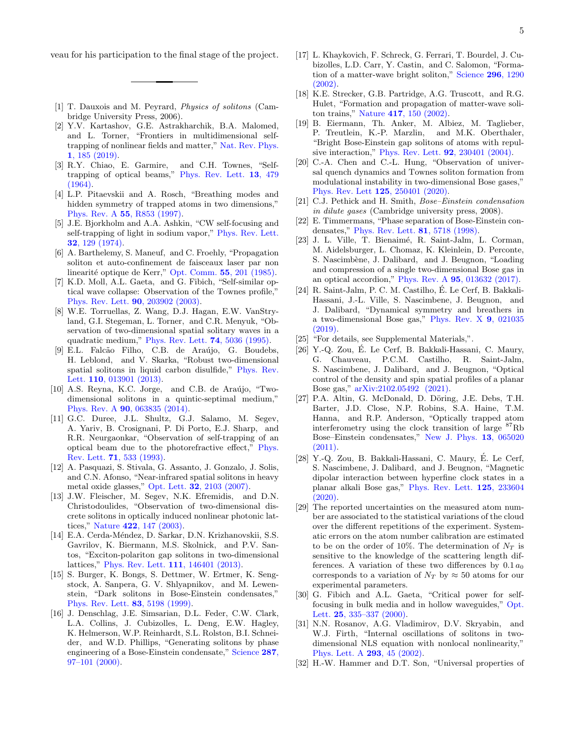veau for his participation to the final stage of the project.

---

[1] T. Dauxois and M. Peyrard, *Physics of solitons* (Cambridge University Press, 2006).

[2] Y.V. Kartashov, G.E. Astrakharchik, B.A. Malomed, and L. Torner, "Frontiers in multidimensional self-trapping of nonlinear fields and matter," Nat. Rev. Phys. **1**, 185 (2019).

[3] R.Y. Chiao, E. Garmire, and C.H. Townes, "Self-trapping of optical beams," Phys. Rev. Lett. **13**, 479 (1964).

[4] L.P. Pitaevskii and A. Rosch, "Breathing modes and hidden symmetry of trapped atoms in two dimensions," Phys. Rev. A **55**, R853 (1997).

[5] J.E. Bjorkholm and A.A. Ashkin, "CW self-focusing and self-trapping of light in sodium vapor," Phys. Rev. Lett. **32**, 129 (1974).

[6] A. Barthelemy, S. Maneuf, and C. Froehly, "Propagation soliton et auto-confinement de faisceaux laser par non linearité optique de Kerr," Opt. Comm. **55**, 201 (1985).

[7] K.D. Moll, A.L. Gaeta, and G. Fibich, "Self-similar optical wave collapse: Observation of the Townes profile," Phys. Rev. Lett. **90**, 203902 (2003).

[8] W.E. Torruellas, Z. Wang, D.J. Hagan, E.W. VanStryland, G.I. Stegeman, L. Torner, and C.R. Menyuk, "Observation of two-dimensional spatial solitary waves in a quadratic medium," Phys. Rev. Lett. **74**, 5036 (1995).

[9] E.L. Falcão Filho, C.B. de Araújo, G. Boudebs, H. Leblond, and V. Skarka, "Robust two-dimensional spatial solitons in liquid carbon disulfide," Phys. Rev. Lett. **110**, 013901 (2013).

[10] A.S. Reyna, K.C. Jorge, and C.B. de Araújo, "Two-dimensional solitons in a quintic-septimal medium," Phys. Rev. A **90**, 063835 (2014).

[11] G.C. Duree, J.L. Shultz, G.J. Salamo, M. Segev, A. Yariv, B. Crosignani, P. Di Porto, E.J. Sharp, and R.R. Neurgaonkar, "Observation of self-trapping of an optical beam due to the photorefractive effect," Phys. Rev. Lett. **71**, 533 (1993).

[12] A. Pasquazi, S. Stivala, G. Assanto, J. Gonzalo, J. Solis, and C.N. Afonso, "Near-infrared spatial solitons in heavy metal oxide glasses," Opt. Lett. **32**, 2103 (2007).

[13] J.W. Fleischer, M. Segev, N.K. Efremidis, and D.N. Christodoulides, "Observation of two-dimensional discrete solitons in optically induced nonlinear photonic lattices," Nature **422**, 147 (2003).

[14] E.A. Cerda-Méndez, D. Sarkar, D.N. Krizhanovskii, S.S. Gavrilov, K. Biermann, M.S. Skolnick, and P.V. Santos, "Exciton-polariton gap solitons in two-dimensional lattices," Phys. Rev. Lett. **111**, 146401 (2013).

[15] S. Burger, K. Bongs, S. Dettmer, W. Ertmer, K. Sengstock, A. Sanpera, G. V. Shlyapnikov, and M. Lewenstein, "Dark solitons in Bose-Einstein condensates," Phys. Rev. Lett. **83**, 5198 (1999).

[16] J. Denschlag, J.E. Simsarian, D.L. Feder, C.W. Clark, L.A. Collins, J. Cubizolles, L. Deng, E.W. Hagley, K. Helmerson, W.P. Reinhardt, S.L. Rolston, B.I. Schneider, and W.D. Phillips, "Generating solitons by phase engineering of a Bose-Einstein condensate," Science **287**, 97–101 (2000).

[17] L. Khaykovich, F. Schreck, G. Ferrari, T. Bourdel, J. Cubizolles, L.D. Carr, Y. Castin, and C. Salomon, "Formation of a matter-wave bright soliton," Science **296**, 1290 (2002).

[18] K.E. Strecker, G.B. Partridge, A.G. Truscott, and R.G. Hulet, "Formation and propagation of matter-wave soliton trains," Nature **417**, 150 (2002).

[19] B. Eiermann, Th. Anker, M. Albiez, M. Taglieber, P. Treutlein, K.-P. Marzlin, and M.K. Oberthaler, "Bright Bose-Einstein gap solitons of atoms with repulsive interaction," Phys. Rev. Lett. **92**, 230401 (2004).

[20] C.-A. Chen and C.-L. Hung, "Observation of universal quench dynamics and Townes soliton formation from modulational instability in two-dimensional Bose gases," Phys. Rev. Lett **125**, 250401 (2020).

[21] C.J. Pethick and H. Smith, *Bose–Einstein condensation in dilute gases* (Cambridge university press, 2008).

[22] E. Timmermans, "Phase separation of Bose-Einstein condensates," Phys. Rev. Lett. **81**, 5718 (1998).

[23] J. L. Ville, T. Bienaimé, R. Saint-Jalm, L. Corman, M. Aidelsburger, L. Chomaz, K. Kleinlein, D. Perconte, S. Nascimbène, J. Dalibard, and J. Beugnon, "Loading and compression of a single two-dimensional Bose gas in an optical accordion," Phys. Rev. A **95**, 013632 (2017).

[24] R. Saint-Jalm, P. C. M. Castilho, É. Le Cerf, B. Bakkali-Hassani, J.-L. Ville, S. Nascimbene, J. Beugnon, and J. Dalibard, "Dynamical symmetry and breathers in a two-dimensional Bose gas," Phys. Rev. X **9**, 021035 (2019).

[25] "For details, see Supplemental Materials,".

[26] Y.-Q. Zou, É. Le Cerf, B. Bakkali-Hassani, C. Maury, G. Chauveau, P.C.M. Castilho, R. Saint-Jalm, S. Nascimbene, J. Dalibard, and J. Beugnon, "Optical control of the density and spin spatial profiles of a planar Bose gas," arXiv:2102.05492 (2021).

[27] P.A. Altin, G. McDonald, D. Döring, J.E. Debs, T.H. Barter, J.D. Close, N.P. Robins, S.A. Haine, T.M. Hanna, and R.P. Anderson, "Optically trapped atom interferometry using the clock transition of large $^{87}$Rb Bose–Einstein condensates," New J. Phys. **13**, 065020 (2011).

[28] Y.-Q. Zou, B. Bakkali-Hassani, C. Maury, É. Le Cerf, S. Nascimbene, J. Dalibard, and J. Beugnon, "Magnetic dipolar interaction between hyperfine clock states in a planar alkali Bose gas," Phys. Rev. Lett. **125**, 233604 (2020).

[29] The reported uncertainties on the measured atom number are associated to the statistical variations of the cloud over the different repetitions of the experiment. Systematic errors on the atom number calibration are estimated to be on the order of 10%. The determination of $N_T$ is sensitive to the knowledge of the scattering length differences. A variation of these two differences by $0.1\,a_0$ corresponds to a variation of $N_T$ by $\approx 50$ atoms for our experimental parameters.

[30] G. Fibich and A.L. Gaeta, "Critical power for self-focusing in bulk media and in hollow waveguides," Opt. Lett. **25**, 335–337 (2000).

[31] N.N. Rosanov, A.G. Vladimirov, D.V. Skryabin, and W.J. Firth, "Internal oscillations of solitons in two-dimensional NLS equation with nonlocal nonlinearity," Phys. Lett. A **293**, 45 (2002).

[32] H.-W. Hammer and D.T. Son, "Universal properties of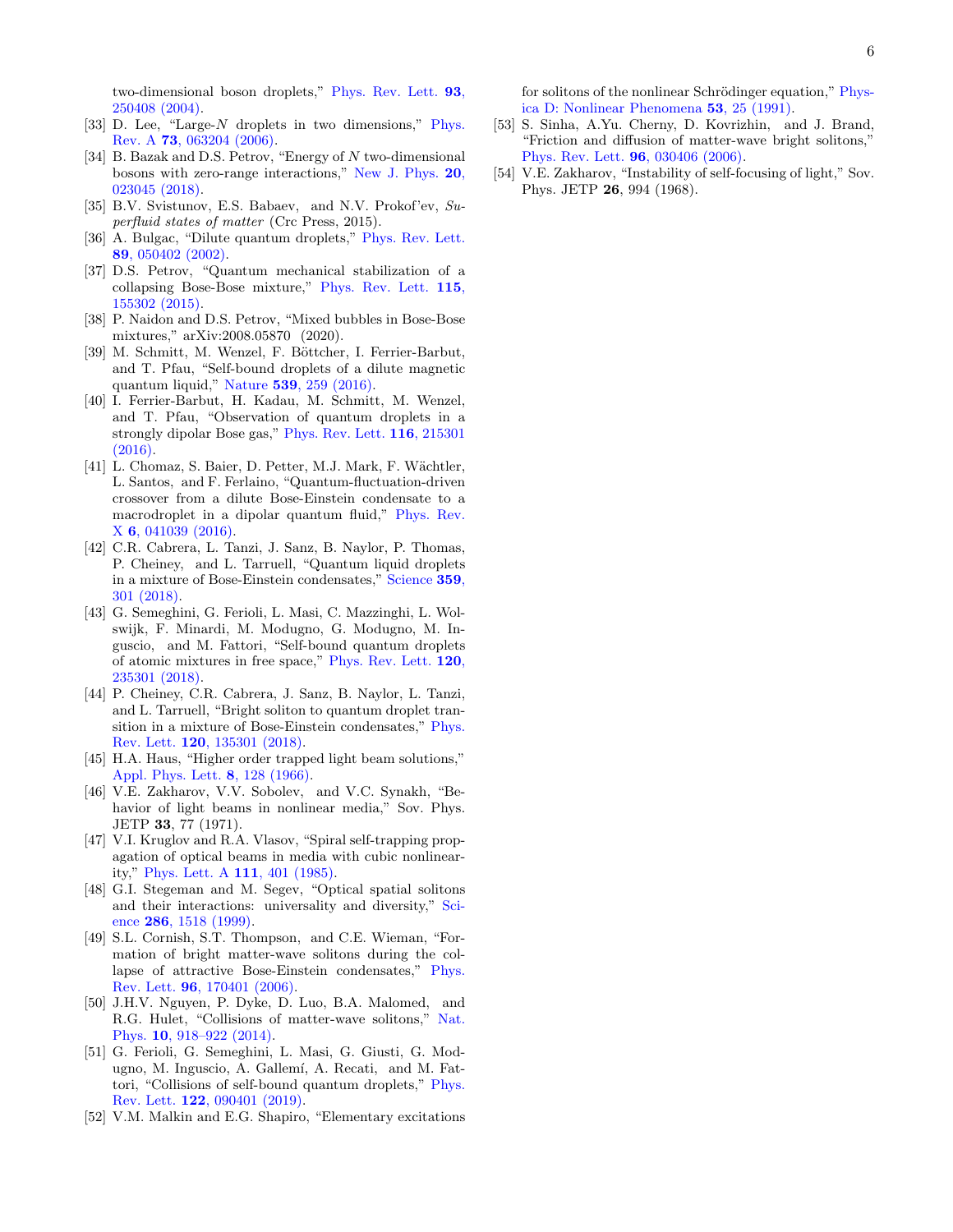two-dimensional boson droplets," Phys. Rev. Lett. **93**, 250408 (2004).

[33] D. Lee, "Large-$N$ droplets in two dimensions," Phys. Rev. A **73**, 063204 (2006).

[34] B. Bazak and D.S. Petrov, "Energy of $N$ two-dimensional bosons with zero-range interactions," New J. Phys. **20**, 023045 (2018).

[35] B.V. Svistunov, E.S. Babaev, and N.V. Prokof'ev, *Superfluid states of matter* (Crc Press, 2015).

[36] A. Bulgac, "Dilute quantum droplets," Phys. Rev. Lett. **89**, 050402 (2002).

[37] D.S. Petrov, "Quantum mechanical stabilization of a collapsing Bose-Bose mixture," Phys. Rev. Lett. **115**, 155302 (2015).

[38] P. Naidon and D.S. Petrov, "Mixed bubbles in Bose-Bose mixtures," arXiv:2008.05870 (2020).

[39] M. Schmitt, M. Wenzel, F. Böttcher, I. Ferrier-Barbut, and T. Pfau, "Self-bound droplets of a dilute magnetic quantum liquid," Nature **539**, 259 (2016).

[40] I. Ferrier-Barbut, H. Kadau, M. Schmitt, M. Wenzel, and T. Pfau, "Observation of quantum droplets in a strongly dipolar Bose gas," Phys. Rev. Lett. **116**, 215301 (2016).

[41] L. Chomaz, S. Baier, D. Petter, M.J. Mark, F. Wächtler, L. Santos, and F. Ferlaino, "Quantum-fluctuation-driven crossover from a dilute Bose-Einstein condensate to a macrodroplet in a dipolar quantum fluid," Phys. Rev. X **6**, 041039 (2016).

[42] C.R. Cabrera, L. Tanzi, J. Sanz, B. Naylor, P. Thomas, P. Cheiney, and L. Tarruell, "Quantum liquid droplets in a mixture of Bose-Einstein condensates," Science **359**, 301 (2018).

[43] G. Semeghini, G. Ferioli, L. Masi, C. Mazzinghi, L. Wolswijk, F. Minardi, M. Modugno, G. Modugno, M. Inguscio, and M. Fattori, "Self-bound quantum droplets of atomic mixtures in free space," Phys. Rev. Lett. **120**, 235301 (2018).

[44] P. Cheiney, C.R. Cabrera, J. Sanz, B. Naylor, L. Tanzi, and L. Tarruell, "Bright soliton to quantum droplet transition in a mixture of Bose-Einstein condensates," Phys. Rev. Lett. **120**, 135301 (2018).

[45] H.A. Haus, "Higher order trapped light beam solutions," Appl. Phys. Lett. **8**, 128 (1966).

[46] V.E. Zakharov, V.V. Sobolev, and V.C. Synakh, "Behavior of light beams in nonlinear media," Sov. Phys. JETP **33**, 77 (1971).

[47] V.I. Kruglov and R.A. Vlasov, "Spiral self-trapping propagation of optical beams in media with cubic nonlinearity," Phys. Lett. A **111**, 401 (1985).

[48] G.I. Stegeman and M. Segev, "Optical spatial solitons and their interactions: universality and diversity," Science **286**, 1518 (1999).

[49] S.L. Cornish, S.T. Thompson, and C.E. Wieman, "Formation of bright matter-wave solitons during the collapse of attractive Bose-Einstein condensates," Phys. Rev. Lett. **96**, 170401 (2006).

[50] J.H.V. Nguyen, P. Dyke, D. Luo, B.A. Malomed, and R.G. Hulet, "Collisions of matter-wave solitons," Nat. Phys. **10**, 918–922 (2014).

[51] G. Ferioli, G. Semeghini, L. Masi, G. Giusti, G. Modugno, M. Inguscio, A. Gallemí, A. Recati, and M. Fattori, "Collisions of self-bound quantum droplets," Phys. Rev. Lett. **122**, 090401 (2019).

[52] V.M. Malkin and E.G. Shapiro, "Elementary excitations for solitons of the nonlinear Schrödinger equation," Physica D: Nonlinear Phenomena **53**, 25 (1991).

[53] S. Sinha, A.Yu. Cherny, D. Kovrizhin, and J. Brand, "Friction and diffusion of matter-wave bright solitons," Phys. Rev. Lett. **96**, 030406 (2006).

[54] V.E. Zakharov, "Instability of self-focusing of light," Sov. Phys. JETP **26**, 994 (1968).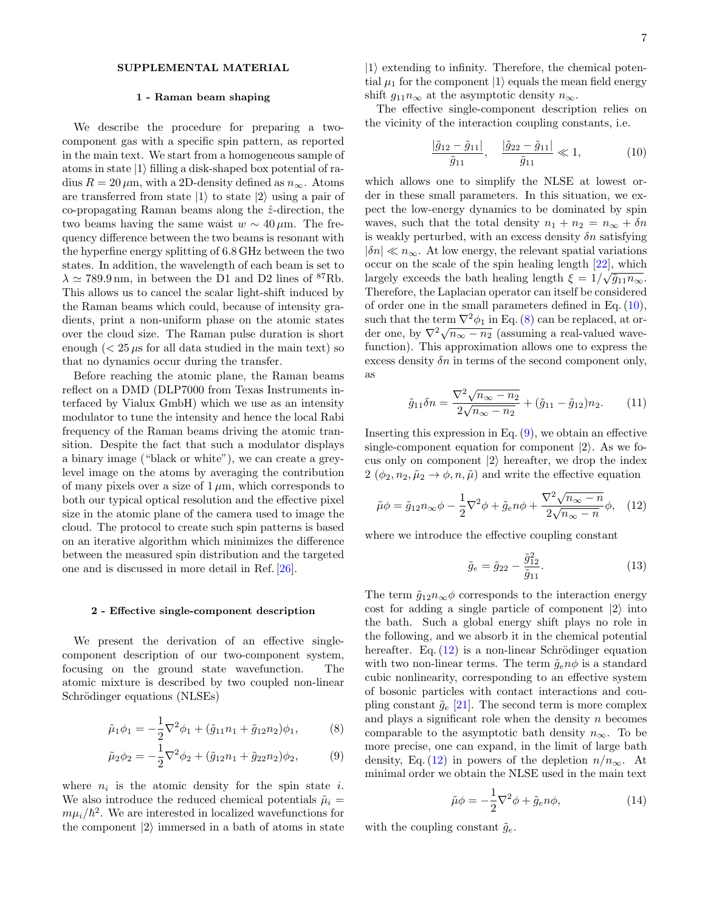## SUPPLEMENTAL MATERIAL

### 1 - Raman beam shaping

We describe the procedure for preparing a two-component gas with a specific spin pattern, as reported in the main text. We start from a homogeneous sample of atoms in state $|1\rangle$ filling a disk-shaped box potential of radius $R = 20\,\mu$m, with a 2D-density defined as $n_\infty$. Atoms are transferred from state $|1\rangle$ to state $|2\rangle$ using a pair of co-propagating Raman beams along the $\hat{z}$-direction, the two beams having the same waist $w \sim 40\,\mu$m. The frequency difference between the two beams is resonant with the hyperfine energy splitting of 6.8 GHz between the two states. In addition, the wavelength of each beam is set to $\lambda \simeq 789.9$ nm, in between the D1 and D2 lines of $^{87}$Rb. This allows us to cancel the scalar light-shift induced by the Raman beams which could, because of intensity gradients, print a non-uniform phase on the atomic states over the cloud size. The Raman pulse duration is short enough ($< 25\,\mu$s for all data studied in the main text) so that no dynamics occur during the transfer.

Before reaching the atomic plane, the Raman beams reflect on a DMD (DLP7000 from Texas Instruments interfaced by Vialux GmbH) which we use as an intensity modulator to tune the intensity and hence the local Rabi frequency of the Raman beams driving the atomic transition. Despite the fact that such a modulator displays a binary image ("black or white"), we can create a grey-level image on the atoms by averaging the contribution of many pixels over a size of $1\,\mu$m, which corresponds to both our typical optical resolution and the effective pixel size in the atomic plane of the camera used to image the cloud. The protocol to create such spin patterns is based on an iterative algorithm which minimizes the difference between the measured spin distribution and the targeted one and is discussed in more detail in Ref. [26].

### 2 - Effective single-component description

We present the derivation of an effective single-component description of our two-component system, focusing on the ground state wavefunction. The atomic mixture is described by two coupled non-linear Schrödinger equations (NLSEs)

$$\tilde{\mu}_1\phi_1 = -\frac{1}{2}\nabla^2\phi_1 + (\tilde{g}_{11}n_1 + \tilde{g}_{12}n_2)\phi_1, \tag{8}$$

$$\tilde{\mu}_2\phi_2 = -\frac{1}{2}\nabla^2\phi_2 + (\tilde{g}_{12}n_1 + \tilde{g}_{22}n_2)\phi_2, \tag{9}$$

where $n_i$ is the atomic density for the spin state $i$. We also introduce the reduced chemical potentials $\tilde{\mu}_i = m\mu_i/\hbar^2$. We are interested in localized wavefunctions for the component $|2\rangle$ immersed in a bath of atoms in state $|1\rangle$ extending to infinity. Therefore, the chemical potential $\mu_1$ for the component $|1\rangle$ equals the mean field energy shift $g_{11}n_\infty$ at the asymptotic density $n_\infty$.

The effective single-component description relies on the vicinity of the interaction coupling constants, i.e.

$$\frac{|\tilde{g}_{12} - \tilde{g}_{11}|}{\tilde{g}_{11}}, \quad \frac{|\tilde{g}_{22} - \tilde{g}_{11}|}{\tilde{g}_{11}} \ll 1, \tag{10}$$

which allows one to simplify the NLSE at lowest order in these small parameters. In this situation, we expect the low-energy dynamics to be dominated by spin waves, such that the total density $n_1 + n_2 = n_\infty + \delta n$ is weakly perturbed, with an excess density $\delta n$ satisfying $|\delta n| \ll n_\infty$. At low energy, the relevant spatial variations occur on the scale of the spin healing length [22], which largely exceeds the bath healing length $\xi = 1/\sqrt{\tilde{g}_{11}n_\infty}$. Therefore, the Laplacian operator can itself be considered of order one in the small parameters defined in Eq. (10), such that the term $\nabla^2\phi_1$ in Eq. (8) can be replaced, at order one, by $\nabla^2\sqrt{n_\infty - n_2}$ (assuming a real-valued wavefunction). This approximation allows one to express the excess density $\delta n$ in terms of the second component only, as

$$\tilde{g}_{11}\delta n = \frac{\nabla^2\sqrt{n_\infty - n_2}}{2\sqrt{n_\infty - n_2}} + (\tilde{g}_{11} - \tilde{g}_{12})n_2. \tag{11}$$

Inserting this expression in Eq. (9), we obtain an effective single-component equation for component $|2\rangle$. As we focus only on component $|2\rangle$ hereafter, we drop the index 2 ($\phi_2, n_2, \tilde{\mu}_2 \to \phi, n, \tilde{\mu}$) and write the effective equation

$$\tilde{\mu}\phi = \tilde{g}_{12}n_\infty\phi - \frac{1}{2}\nabla^2\phi + \tilde{g}_e n\phi + \frac{\nabla^2\sqrt{n_\infty - n}}{2\sqrt{n_\infty - n}}\phi, \tag{12}$$

where we introduce the effective coupling constant

$$\tilde{g}_e = \tilde{g}_{22} - \frac{\tilde{g}_{12}^2}{\tilde{g}_{11}}. \tag{13}$$

The term $\tilde{g}_{12}n_\infty\phi$ corresponds to the interaction energy cost for adding a single particle of component $|2\rangle$ into the bath. Such a global energy shift plays no role in the following, and we absorb it in the chemical potential hereafter. Eq. (12) is a non-linear Schrödinger equation with two non-linear terms. The term $\tilde{g}_e n\phi$ is a standard cubic nonlinearity, corresponding to an effective system of bosonic particles with contact interactions and coupling constant $\tilde{g}_e$ [21]. The second term is more complex and plays a significant role when the density $n$ becomes comparable to the asymptotic bath density $n_\infty$. To be more precise, one can expand, in the limit of large bath density, Eq. (12) in powers of the depletion $n/n_\infty$. At minimal order we obtain the NLSE used in the main text

$$\tilde{\mu}\phi = -\frac{1}{2}\nabla^2\phi + \tilde{g}_e n\phi, \tag{14}$$

with the coupling constant $\tilde{g}_e$.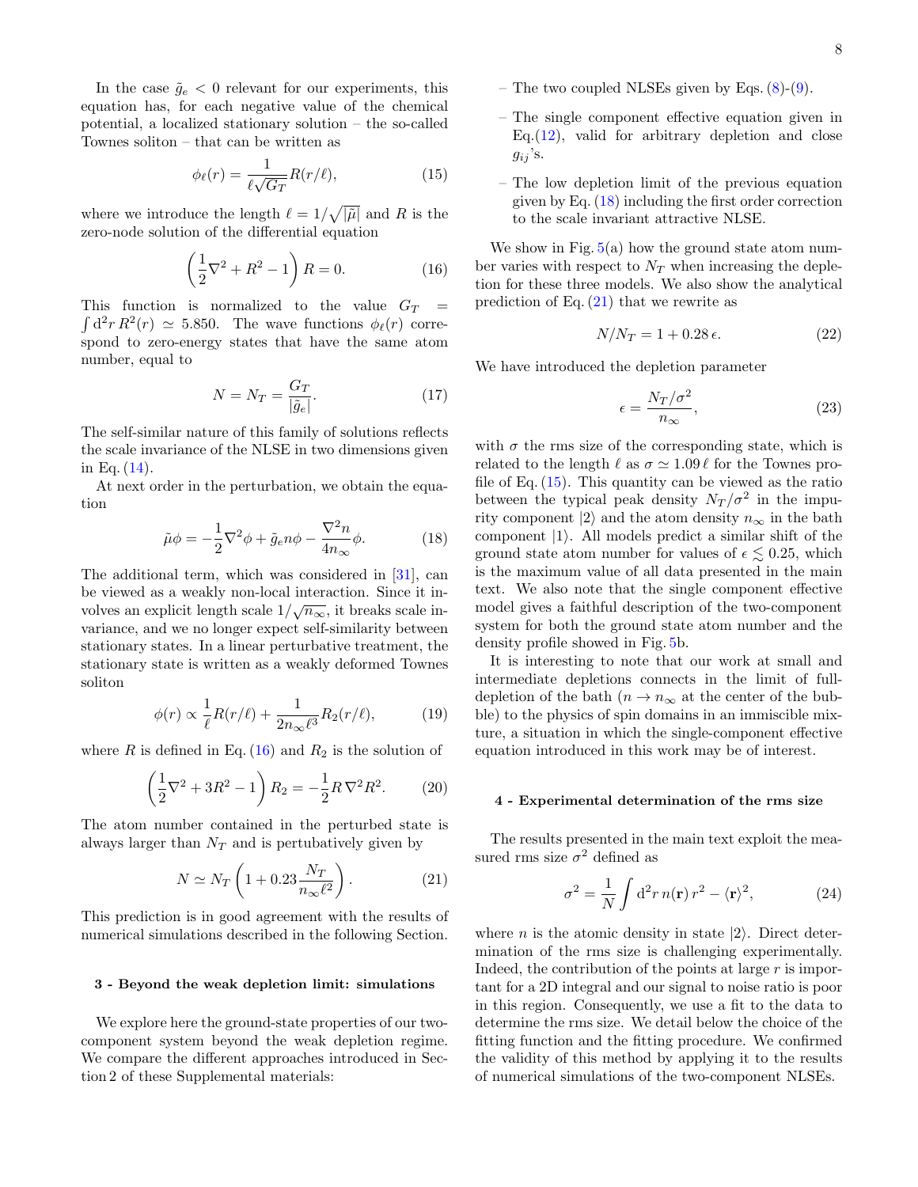In the case $\tilde{g}_e < 0$ relevant for our experiments, this equation has, for each negative value of the chemical potential, a localized stationary solution – the so-called Townes soliton – that can be written as

$$\phi_\ell(r) = \frac{1}{\ell\sqrt{G_T}} R(r/\ell), \tag{15}$$

where we introduce the length $\ell = 1/\sqrt{|\tilde{\mu}|}$ and $R$ is the zero-node solution of the differential equation

$$\left(\frac{1}{2}\nabla^2 + R^2 - 1\right) R = 0. \tag{16}$$

This function is normalized to the value $G_T = \int \mathrm{d}^2 r\, R^2(r) \simeq 5.850$. The wave functions $\phi_\ell(r)$ correspond to zero-energy states that have the same atom number, equal to

$$N = N_T = \frac{G_T}{|\tilde{g}_e|}. \tag{17}$$

The self-similar nature of this family of solutions reflects the scale invariance of the NLSE in two dimensions given in Eq. (14).

At next order in the perturbation, we obtain the equation

$$\tilde{\mu}\phi = -\frac{1}{2}\nabla^2\phi + \tilde{g}_e n \phi - \frac{\nabla^2 n}{4 n_\infty}\phi. \tag{18}$$

The additional term, which was considered in [31], can be viewed as a weakly non-local interaction. Since it involves an explicit length scale $1/\sqrt{n_\infty}$, it breaks scale invariance, and we no longer expect self-similarity between stationary states. In a linear perturbative treatment, the stationary state is written as a weakly deformed Townes soliton

$$\phi(r) \propto \frac{1}{\ell} R(r/\ell) + \frac{1}{2 n_\infty \ell^3} R_2(r/\ell), \tag{19}$$

where $R$ is defined in Eq. (16) and $R_2$ is the solution of

$$\left(\frac{1}{2}\nabla^2 + 3R^2 - 1\right) R_2 = -\frac{1}{2} R\, \nabla^2 R^2. \tag{20}$$

The atom number contained in the perturbed state is always larger than $N_T$ and is pertubatively given by

$$N \simeq N_T \left(1 + 0.23 \frac{N_T}{n_\infty \ell^2}\right). \tag{21}$$

This prediction is in good agreement with the results of numerical simulations described in the following Section.

### 3 - Beyond the weak depletion limit: simulations

We explore here the ground-state properties of our two-component system beyond the weak depletion regime. We compare the different approaches introduced in Section 2 of these Supplemental materials:

- The two coupled NLSEs given by Eqs. (8)-(9).
- The single component effective equation given in Eq.(12), valid for arbitrary depletion and close $g_{ij}$'s.
- The low depletion limit of the previous equation given by Eq. (18) including the first order correction to the scale invariant attractive NLSE.

We show in Fig. 5(a) how the ground state atom number varies with respect to $N_T$ when increasing the depletion for these three models. We also show the analytical prediction of Eq. (21) that we rewrite as

$$N/N_T = 1 + 0.28\,\epsilon. \tag{22}$$

We have introduced the depletion parameter

$$\epsilon = \frac{N_T/\sigma^2}{n_\infty}, \tag{23}$$

with $\sigma$ the rms size of the corresponding state, which is related to the length $\ell$ as $\sigma \simeq 1.09\,\ell$ for the Townes profile of Eq. (15). This quantity can be viewed as the ratio between the typical peak density $N_T/\sigma^2$ in the impurity component $|2\rangle$ and the atom density $n_\infty$ in the bath component $|1\rangle$. All models predict a similar shift of the ground state atom number for values of $\epsilon \lesssim 0.25$, which is the maximum value of all data presented in the main text. We also note that the single component effective model gives a faithful description of the two-component system for both the ground state atom number and the density profile showed in Fig. 5b.

It is interesting to note that our work at small and intermediate depletions connects in the limit of full-depletion of the bath ($n \to n_\infty$ at the center of the bubble) to the physics of spin domains in an immiscible mixture, a situation in which the single-component effective equation introduced in this work may be of interest.

### 4 - Experimental determination of the rms size

The results presented in the main text exploit the measured rms size $\sigma^2$ defined as

$$\sigma^2 = \frac{1}{N}\int \mathrm{d}^2 r\, n(\mathbf{r})\, r^2 - \langle \mathbf{r} \rangle^2, \tag{24}$$

where $n$ is the atomic density in state $|2\rangle$. Direct determination of the rms size is challenging experimentally. Indeed, the contribution of the points at large $r$ is important for a 2D integral and our signal to noise ratio is poor in this region. Consequently, we use a fit to the data to determine the rms size. We detail below the choice of the fitting function and the fitting procedure. We confirmed the validity of this method by applying it to the results of numerical simulations of the two-component NLSEs.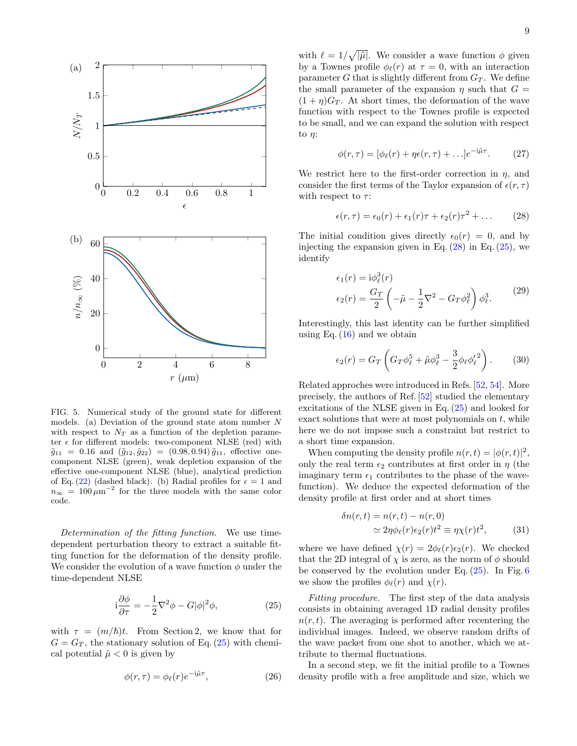FIG. 5. Numerical study of the ground state for different models. (a) Deviation of the ground state atom number $N$ with respect to $N_T$ as a function of the depletion parameter $\epsilon$ for different models: two-component NLSE (red) with $\tilde{g}_{11} = 0.16$ and $(\tilde{g}_{12}, \tilde{g}_{22}) = (0.98, 0.94)\,\tilde{g}_{11}$, effective one-component NLSE (green), weak depletion expansion of the effective one-component NLSE (blue), analytical prediction of Eq. (22) (dashed black). (b) Radial profiles for $\epsilon = 1$ and $n_\infty = 100\,\mu\text{m}^{-2}$ for the three models with the same color code.

*Determination of the fitting function.* We use time-dependent perturbation theory to extract a suitable fitting function for the deformation of the density profile. We consider the evolution of a wave function $\phi$ under the time-dependent NLSE

$$\mathrm{i}\frac{\partial \phi}{\partial \tau} = -\frac{1}{2}\nabla^2\phi - G|\phi|^2\phi, \tag{25}$$

with $\tau = (m/\hbar)t$. From Section 2, we know that for $G = G_T$, the stationary solution of Eq. (25) with chemical potential $\tilde{\mu} < 0$ is given by

$$\phi(r,\tau) = \phi_\ell(r)e^{-\mathrm{i}\tilde{\mu}\tau}, \tag{26}$$

with $\ell = 1/\sqrt{|\tilde{\mu}|}$. We consider a wave function $\phi$ given by a Townes profile $\phi_\ell(r)$ at $\tau = 0$, with an interaction parameter $G$ that is slightly different from $G_T$. We define the small parameter of the expansion $\eta$ such that $G = (1+\eta)G_T$. At short times, the deformation of the wave function with respect to the Townes profile is expected to be small, and we can expand the solution with respect to $\eta$:

$$\phi(r,\tau) = [\phi_\ell(r) + \eta\epsilon(r,\tau) + \ldots]e^{-\mathrm{i}\tilde{\mu}\tau}. \tag{27}$$

We restrict here to the first-order correction in $\eta$, and consider the first terms of the Taylor expansion of $\epsilon(r,\tau)$ with respect to $\tau$:

$$\epsilon(r,\tau) = \epsilon_0(r) + \epsilon_1(r)\tau + \epsilon_2(r)\tau^2 + \ldots \tag{28}$$

The initial condition gives directly $\epsilon_0(r) = 0$, and by injecting the expansion given in Eq. (28) in Eq. (25), we identify

$$\begin{aligned} \epsilon_1(r) &= \mathrm{i}\phi_\ell^3(r) \\ \epsilon_2(r) &= \frac{G_T}{2}\left(-\tilde{\mu} - \frac{1}{2}\nabla^2 - G_T\phi_\ell^2\right)\phi_\ell^3. \end{aligned} \tag{29}$$

Interestingly, this last identity can be further simplified using Eq. (16) and we obtain

$$\epsilon_2(r) = G_T\left(G_T\phi_\ell^5 + \tilde{\mu}\phi_\ell^3 - \frac{3}{2}\phi_\ell{\phi'_\ell}^2\right). \tag{30}$$

Related approches were introduced in Refs. [52, 54]. More precisely, the authors of Ref. [52] studied the elementary excitations of the NLSE given in Eq. (25) and looked for exact solutions that were at most polynomials on $t$, while here we do not impose such a constraint but restrict to a short time expansion.

When computing the density profile $n(r,t) = |\phi(r,t)|^2$, only the real term $\epsilon_2$ contributes at first order in $\eta$ (the imaginary term $\epsilon_1$ contributes to the phase of the wavefunction). We deduce the expected deformation of the density profile at first order and at short times

$$\begin{aligned} \delta n(r,t) &= n(r,t) - n(r,0) \\ &\simeq 2\eta\phi_\ell(r)\epsilon_2(r)t^2 \equiv \eta\chi(r)t^2, \end{aligned} \tag{31}$$

where we have defined $\chi(r) = 2\phi_\ell(r)\epsilon_2(r)$. We checked that the 2D integral of $\chi$ is zero, as the norm of $\phi$ should be conserved by the evolution under Eq. (25). In Fig. 6 we show the profiles $\phi_\ell(r)$ and $\chi(r)$.

*Fitting procedure.* The first step of the data analysis consists in obtaining averaged 1D radial density profiles $n(r,t)$. The averaging is performed after recentering the individual images. Indeed, we observe random drifts of the wave packet from one shot to another, which we attribute to thermal fluctuations.

In a second step, we fit the initial profile to a Townes density profile with a free amplitude and size, which we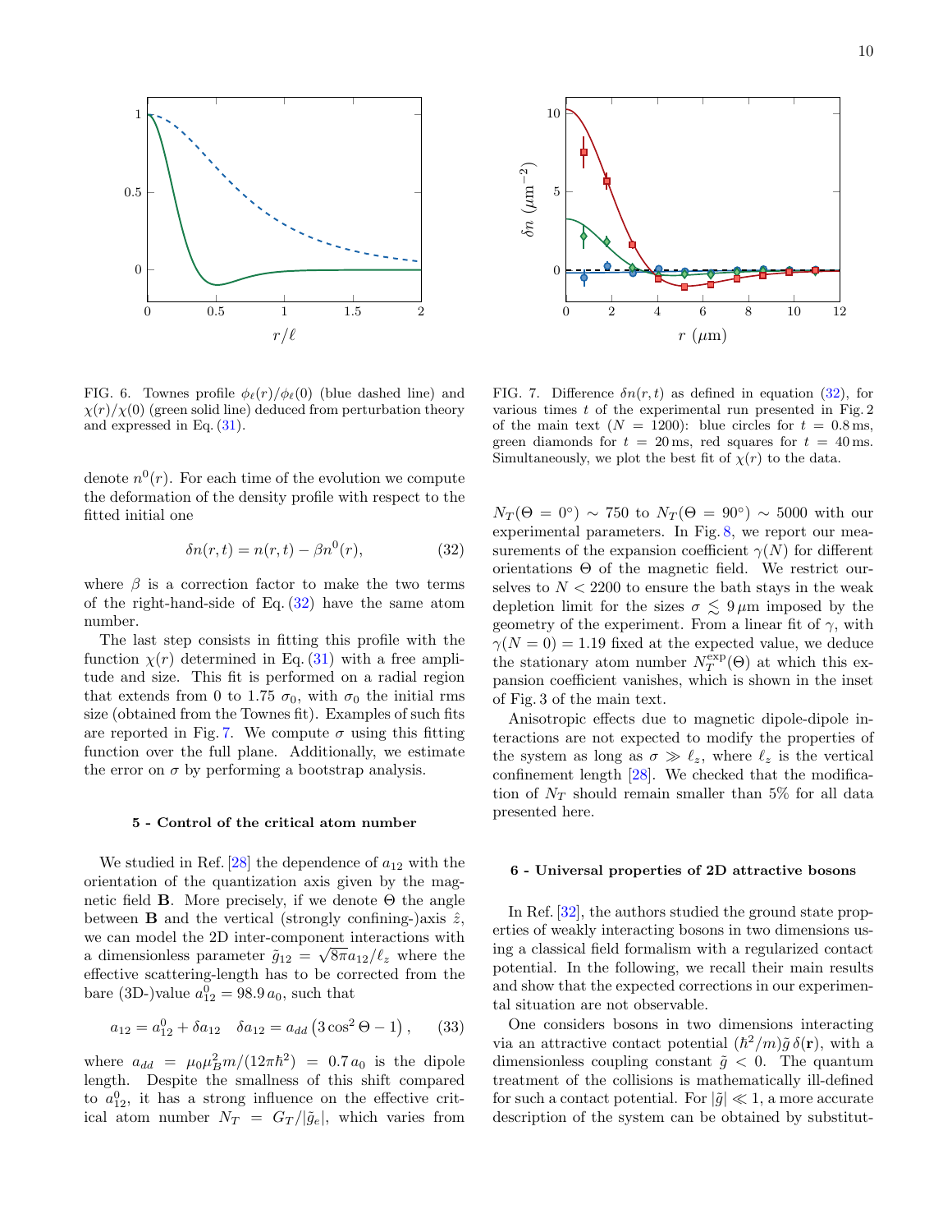FIG. 6. Townes profile $\phi_\ell(r)/\phi_\ell(0)$ (blue dashed line) and $\chi(r)/\chi(0)$ (green solid line) deduced from perturbation theory and expressed in Eq. (31).

FIG. 7. Difference $\delta n(r,t)$ as defined in equation (32), for various times $t$ of the experimental run presented in Fig. 2 of the main text ($N = 1200$): blue circles for $t = 0.8\,$ms, green diamonds for $t = 20\,$ms, red squares for $t = 40\,$ms. Simultaneously, we plot the best fit of $\chi(r)$ to the data.

denote $n^0(r)$. For each time of the evolution we compute the deformation of the density profile with respect to the fitted initial one

$$\delta n(r,t) = n(r,t) - \beta n^0(r), \tag{32}$$

where $\beta$ is a correction factor to make the two terms of the right-hand-side of Eq. (32) have the same atom number.

The last step consists in fitting this profile with the function $\chi(r)$ determined in Eq. (31) with a free amplitude and size. This fit is performed on a radial region that extends from 0 to 1.75 $\sigma_0$, with $\sigma_0$ the initial rms size (obtained from the Townes fit). Examples of such fits are reported in Fig. 7. We compute $\sigma$ using this fitting function over the full plane. Additionally, we estimate the error on $\sigma$ by performing a bootstrap analysis.

### 5 - Control of the critical atom number

We studied in Ref. [28] the dependence of $a_{12}$ with the orientation of the quantization axis given by the magnetic field $\mathbf{B}$. More precisely, if we denote $\Theta$ the angle between $\mathbf{B}$ and the vertical (strongly confining-)axis $\hat{z}$, we can model the 2D inter-component interactions with a dimensionless parameter $\tilde{g}_{12} = \sqrt{8\pi}a_{12}/\ell_z$ where the effective scattering-length has to be corrected from the bare (3D-)value $a_{12}^0 = 98.9\,a_0$, such that

$$a_{12} = a_{12}^0 + \delta a_{12} \quad \delta a_{12} = a_{dd}\left(3\cos^2\Theta - 1\right), \tag{33}$$

where $a_{dd} = \mu_0\mu_B^2 m/(12\pi\hbar^2) = 0.7\,a_0$ is the dipole length. Despite the smallness of this shift compared to $a_{12}^0$, it has a strong influence on the effective critical atom number $N_T = G_T/|\tilde{g}_e|$, which varies from $N_T(\Theta = 0^\circ) \sim 750$ to $N_T(\Theta = 90^\circ) \sim 5000$ with our experimental parameters. In Fig. 8, we report our measurements of the expansion coefficient $\gamma(N)$ for different orientations $\Theta$ of the magnetic field. We restrict ourselves to $N < 2200$ to ensure the bath stays in the weak depletion limit for the sizes $\sigma \lesssim 9\,\mu$m imposed by the geometry of the experiment. From a linear fit of $\gamma$, with $\gamma(N = 0) = 1.19$ fixed at the expected value, we deduce the stationary atom number $N_T^{\rm exp}(\Theta)$ at which this expansion coefficient vanishes, which is shown in the inset of Fig. 3 of the main text.

Anisotropic effects due to magnetic dipole-dipole interactions are not expected to modify the properties of the system as long as $\sigma \gg \ell_z$, where $\ell_z$ is the vertical confinement length [28]. We checked that the modification of $N_T$ should remain smaller than 5% for all data presented here.

### 6 - Universal properties of 2D attractive bosons

In Ref. [32], the authors studied the ground state properties of weakly interacting bosons in two dimensions using a classical field formalism with a regularized contact potential. In the following, we recall their main results and show that the expected corrections in our experimental situation are not observable.

One considers bosons in two dimensions interacting via an attractive contact potential $(\hbar^2/m)\tilde{g}\,\delta(\mathbf{r})$, with a dimensionless coupling constant $\tilde{g} < 0$. The quantum treatment of the collisions is mathematically ill-defined for such a contact potential. For $|\tilde{g}| \ll 1$, a more accurate description of the system can be obtained by substitut-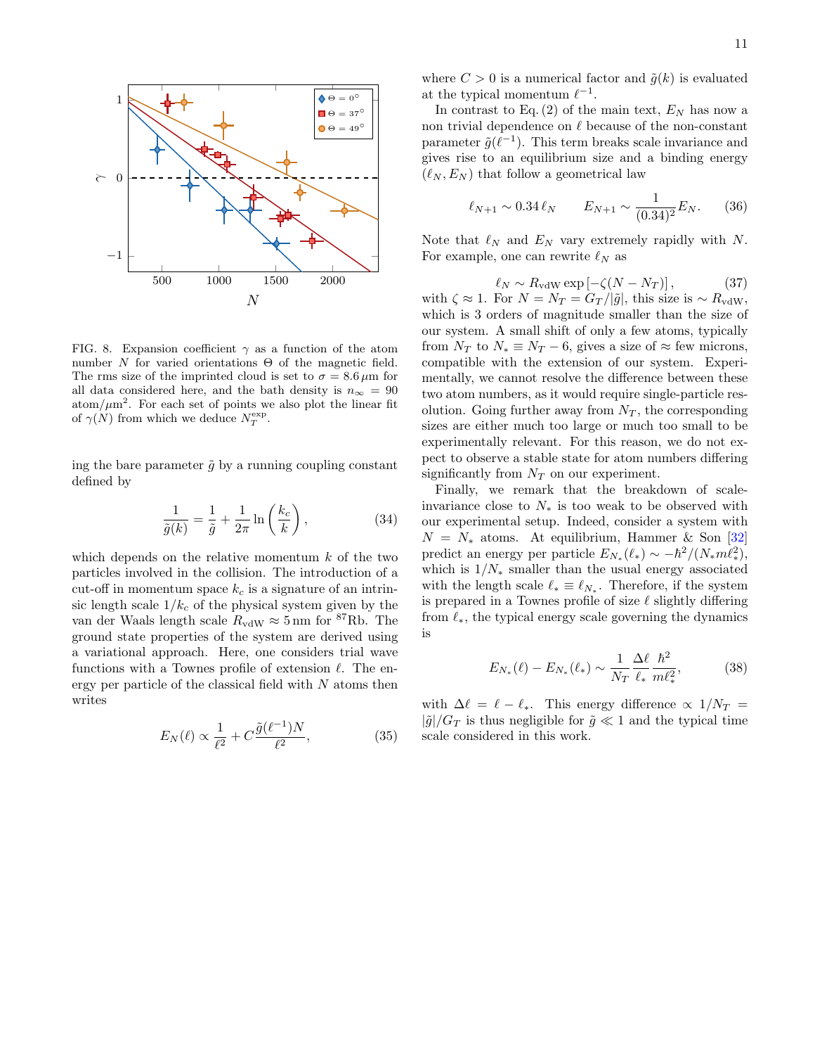1

0

−1

$\gamma$

500 1000 1500 2000

$N$

$\Theta = 0°$

$\Theta = 37°$

$\Theta = 49°$

FIG. 8. Expansion coefficient $\gamma$ as a function of the atom number $N$ for varied orientations $\Theta$ of the magnetic field. The rms size of the imprinted cloud is set to $\sigma = 8.6\,\mu$m for all data considered here, and the bath density is $n_\infty = 90$ atom/$\mu$m$^2$. For each set of points we also plot the linear fit of $\gamma(N)$ from which we deduce $N_T^{\rm exp}$.

ing the bare parameter $\tilde{g}$ by a running coupling constant defined by

$$\frac{1}{\tilde{g}(k)} = \frac{1}{\tilde{g}} + \frac{1}{2\pi}\ln\left(\frac{k_c}{k}\right), \tag{34}$$

which depends on the relative momentum $k$ of the two particles involved in the collision. The introduction of a cut-off in momentum space $k_c$ is a signature of an intrinsic length scale $1/k_c$ of the physical system given by the van der Waals length scale $R_{\rm vdW} \approx 5\,$nm for $^{87}$Rb. The ground state properties of the system are derived using a variational approach. Here, one considers trial wave functions with a Townes profile of extension $\ell$. The energy per particle of the classical field with $N$ atoms then writes

$$E_N(\ell) \propto \frac{1}{\ell^2} + C\frac{\tilde{g}(\ell^{-1})N}{\ell^2}, \tag{35}$$

where $C > 0$ is a numerical factor and $\tilde{g}(k)$ is evaluated at the typical momentum $\ell^{-1}$.

In contrast to Eq. (2) of the main text, $E_N$ has now a non trivial dependence on $\ell$ because of the non-constant parameter $\tilde{g}(\ell^{-1})$. This term breaks scale invariance and gives rise to an equilibrium size and a binding energy $(\ell_N, E_N)$ that follow a geometrical law

$$\ell_{N+1} \sim 0.34\,\ell_N \qquad E_{N+1} \sim \frac{1}{(0.34)^2}E_N. \tag{36}$$

Note that $\ell_N$ and $E_N$ vary extremely rapidly with $N$. For example, one can rewrite $\ell_N$ as

$$\ell_N \sim R_{\rm vdW}\exp\left[-\zeta(N - N_T)\right], \tag{37}$$

with $\zeta \approx 1$. For $N = N_T = G_T/|\tilde{g}|$, this size is $\sim R_{\rm vdW}$, which is 3 orders of magnitude smaller than the size of our system. A small shift of only a few atoms, typically from $N_T$ to $N_* \equiv N_T - 6$, gives a size of $\approx$ few microns, compatible with the extension of our system. Experimentally, we cannot resolve the difference between these two atom numbers, as it would require single-particle resolution. Going further away from $N_T$, the corresponding sizes are either much too large or much too small to be experimentally relevant. For this reason, we do not expect to observe a stable state for atom numbers differing significantly from $N_T$ on our experiment.

Finally, we remark that the breakdown of scale-invariance close to $N_*$ is too weak to be observed with our experimental setup. Indeed, consider a system with $N = N_*$ atoms. At equilibrium, Hammer & Son [32] predict an energy per particle $E_{N_*}(\ell_*) \sim -\hbar^2/(N_* m \ell_*^2)$, which is $1/N_*$ smaller than the usual energy associated with the length scale $\ell_* \equiv \ell_{N_*}$. Therefore, if the system is prepared in a Townes profile of size $\ell$ slightly differing from $\ell_*$, the typical energy scale governing the dynamics is

$$E_{N_*}(\ell) - E_{N_*}(\ell_*) \sim \frac{1}{N_T}\frac{\Delta\ell}{\ell_*}\frac{\hbar^2}{m\ell_*^2}, \tag{38}$$

with $\Delta\ell = \ell - \ell_*$. This energy difference $\propto 1/N_T = |\tilde{g}|/G_T$ is thus negligible for $\tilde{g} \ll 1$ and the typical time scale considered in this work.